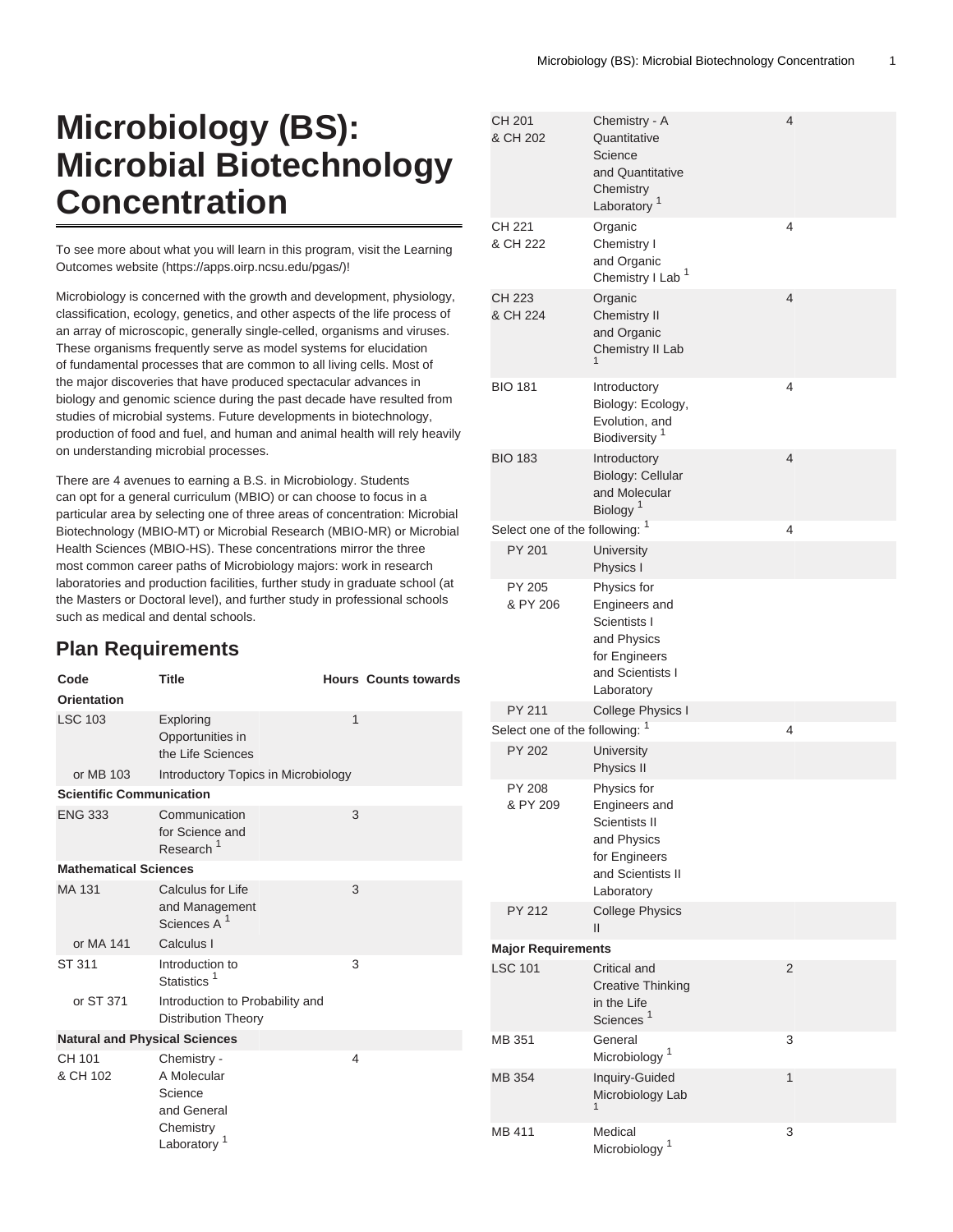# Microbiology (BS): Microbial Biotechnology Concentration

To see more about what you will learn in this program, visit the Learning Outcomes website (https://apps.oirp.ncsu.edu/pgas/)!

Microbiology is concerned with the growth and development, physiology, classification, ecology, genetics, and other aspects of the life process of an array of microscopic, generally single-celled, organisms and viruses. These organisms frequently serve as model systems for elucidation of fundamental processes that are common to all living cells. Most of the major discoveries that have produced spectacular advances in biology and genomic science during the past decade have resulted from studies of microbial systems. Future developments in biotechnology, production of food and fuel, and human and animal health will rely heavily on understanding microbial processes.

There are 4 avenues to earning a B.S. in Microbiology. Students can opt for a general curriculum (MBIO) or can choose to focus in a particular area by selecting one of three areas of concentration: Microbial Biotechnology (MBIO-MT) or Microbial Research (MBIO-MR) or Microbial Health Sciences (MBIO-HS). These concentrations mirror the three most common career paths of Microbiology majors: work in research laboratories and production facilities, further study in graduate school (at the Masters or Doctoral level), and further study in professional schools such as medical and dental schools.

## Plan Requirements

| Code | Title | Hours | Counts towards |
|---|---|---|---|
| **Orientation** | | | |
| LSC 103 | Exploring Opportunities in the Life Sciences | 1 | |
| or MB 103 | Introductory Topics in Microbiology | | |
| **Scientific Communication** | | | |
| ENG 333 | Communication for Science and Research [1] | 3 | |
| **Mathematical Sciences** | | | |
| MA 131 | Calculus for Life and Management Sciences A [1] | 3 | |
| or MA 141 | Calculus I | | |
| ST 311 | Introduction to Statistics [1] | 3 | |
| or ST 371 | Introduction to Probability and Distribution Theory | | |
| **Natural and Physical Sciences** | | | |
| CH 101 & CH 102 | Chemistry - A Molecular Science and General Chemistry Laboratory [1] | 4 | |
| CH 201 & CH 202 | Chemistry - A Quantitative Science and Quantitative Chemistry Laboratory [1] | 4 | |
| CH 221 & CH 222 | Organic Chemistry I and Organic Chemistry I Lab [1] | 4 | |
| CH 223 & CH 224 | Organic Chemistry II and Organic Chemistry II Lab [1] | 4 | |
| BIO 181 | Introductory Biology: Ecology, Evolution, and Biodiversity [1] | 4 | |
| BIO 183 | Introductory Biology: Cellular and Molecular Biology [1] | 4 | |
| Select one of the following: [1] | | 4 | |
| PY 201 | University Physics I | | |
| PY 205 & PY 206 | Physics for Engineers and Scientists I and Physics for Engineers and Scientists I Laboratory | | |
| PY 211 | College Physics I | | |
| Select one of the following: [1] | | 4 | |
| PY 202 | University Physics II | | |
| PY 208 & PY 209 | Physics for Engineers and Scientists II and Physics for Engineers and Scientists II Laboratory | | |
| PY 212 | College Physics II | | |
| **Major Requirements** | | | |
| LSC 101 | Critical and Creative Thinking in the Life Sciences [1] | 2 | |
| MB 351 | General Microbiology [1] | 3 | |
| MB 354 | Inquiry-Guided Microbiology Lab [1] | 1 | |
| MB 411 | Medical Microbiology [1] | 3 | |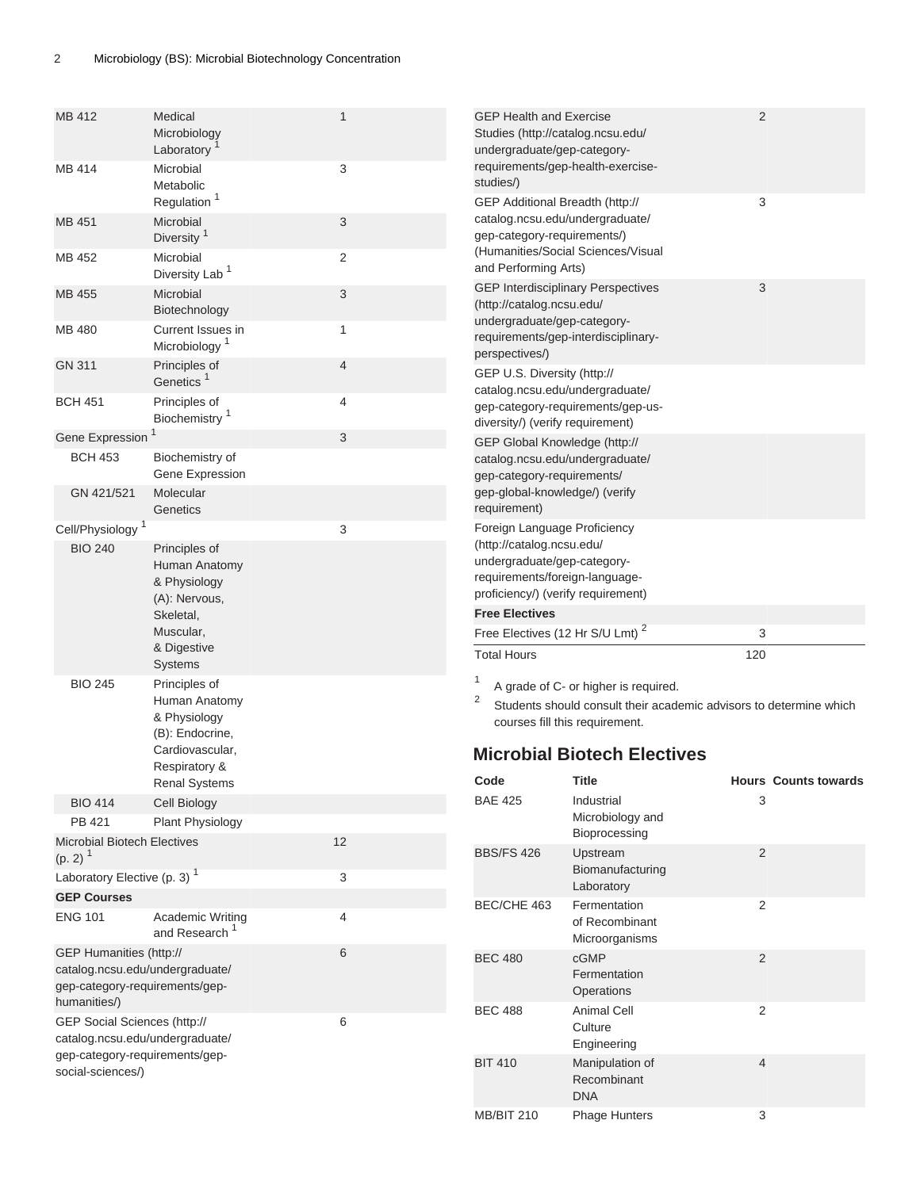| | | |
|---|---|---|
| MB 412 | Medical Microbiology Laboratory [1] | 1 |
| MB 414 | Microbial Metabolic Regulation [1] | 3 |
| MB 451 | Microbial Diversity [1] | 3 |
| MB 452 | Microbial Diversity Lab [1] | 2 |
| MB 455 | Microbial Biotechnology | 3 |
| MB 480 | Current Issues in Microbiology [1] | 1 |
| GN 311 | Principles of Genetics [1] | 4 |
| BCH 451 | Principles of Biochemistry [1] | 4 |
| Gene Expression [1] | | 3 |
| BCH 453 | Biochemistry of Gene Expression | |
| GN 421/521 | Molecular Genetics | |
| Cell/Physiology [1] | | 3 |
| BIO 240 | Principles of Human Anatomy & Physiology (A): Nervous, Skeletal, Muscular, & Digestive Systems | |
| BIO 245 | Principles of Human Anatomy & Physiology (B): Endocrine, Cardiovascular, Respiratory & Renal Systems | |
| BIO 414 | Cell Biology | |
| PB 421 | Plant Physiology | |
| Microbial Biotech Electives (p. 2) [1] | | 12 |
| Laboratory Elective (p. 3) [1] | | 3 |
| **GEP Courses** | | |
| ENG 101 | Academic Writing and Research [1] | 4 |
| GEP Humanities (http://catalog.ncsu.edu/undergraduate/gep-category-requirements/gep-humanities/) | | 6 |
| GEP Social Sciences (http://catalog.ncsu.edu/undergraduate/gep-category-requirements/gep-social-sciences/) | | 6 |
| GEP Health and Exercise Studies (http://catalog.ncsu.edu/undergraduate/gep-category-requirements/gep-health-exercise-studies/) | | 2 |
| GEP Additional Breadth (http://catalog.ncsu.edu/undergraduate/gep-category-requirements/) (Humanities/Social Sciences/Visual and Performing Arts) | | 3 |
| GEP Interdisciplinary Perspectives (http://catalog.ncsu.edu/undergraduate/gep-category-requirements/gep-interdisciplinary-perspectives/) | | 3 |
| GEP U.S. Diversity (http://catalog.ncsu.edu/undergraduate/gep-category-requirements/gep-us-diversity/) (verify requirement) | | |
| GEP Global Knowledge (http://catalog.ncsu.edu/undergraduate/gep-category-requirements/gep-global-knowledge/) (verify requirement) | | |
| Foreign Language Proficiency (http://catalog.ncsu.edu/undergraduate/gep-category-requirements/foreign-language-proficiency/) (verify requirement) | | |
| **Free Electives** | | |
| Free Electives (12 Hr S/U Lmt) [2] | | 3 |
| Total Hours | | 120 |

1. A grade of C- or higher is required.
2. Students should consult their academic advisors to determine which courses fill this requirement.

## Microbial Biotech Electives

| Code | Title | Hours | Counts towards |
|---|---|---|---|
| BAE 425 | Industrial Microbiology and Bioprocessing | 3 | |
| BBS/FS 426 | Upstream Biomanufacturing Laboratory | 2 | |
| BEC/CHE 463 | Fermentation of Recombinant Microorganisms | 2 | |
| BEC 480 | cGMP Fermentation Operations | 2 | |
| BEC 488 | Animal Cell Culture Engineering | 2 | |
| BIT 410 | Manipulation of Recombinant DNA | 4 | |
| MB/BIT 210 | Phage Hunters | 3 | |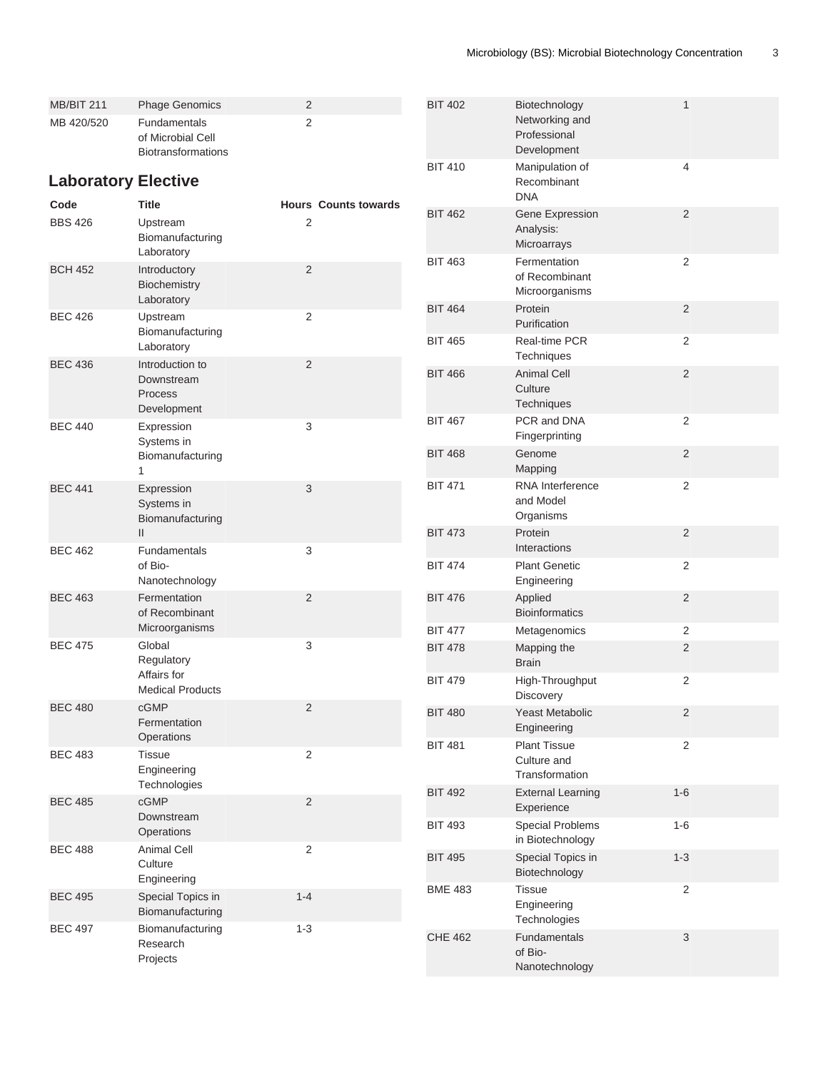| | | | |
|---|---|---|---|
| MB/BIT 211 | Phage Genomics | 2 | |
| MB 420/520 | Fundamentals of Microbial Cell Biotransformations | 2 | |

## Laboratory Elective

| Code | Title | Hours | Counts towards |
|---|---|---|---|
| BBS 426 | Upstream Biomanufacturing Laboratory | 2 | |
| BCH 452 | Introductory Biochemistry Laboratory | 2 | |
| BEC 426 | Upstream Biomanufacturing Laboratory | 2 | |
| BEC 436 | Introduction to Downstream Process Development | 2 | |
| BEC 440 | Expression Systems in Biomanufacturing 1 | 3 | |
| BEC 441 | Expression Systems in Biomanufacturing II | 3 | |
| BEC 462 | Fundamentals of Bio-Nanotechnology | 3 | |
| BEC 463 | Fermentation of Recombinant Microorganisms | 2 | |
| BEC 475 | Global Regulatory Affairs for Medical Products | 3 | |
| BEC 480 | cGMP Fermentation Operations | 2 | |
| BEC 483 | Tissue Engineering Technologies | 2 | |
| BEC 485 | cGMP Downstream Operations | 2 | |
| BEC 488 | Animal Cell Culture Engineering | 2 | |
| BEC 495 | Special Topics in Biomanufacturing | 1-4 | |
| BEC 497 | Biomanufacturing Research Projects | 1-3 | |
| BIT 402 | Biotechnology Networking and Professional Development | 1 | |
| BIT 410 | Manipulation of Recombinant DNA | 4 | |
| BIT 462 | Gene Expression Analysis: Microarrays | 2 | |
| BIT 463 | Fermentation of Recombinant Microorganisms | 2 | |
| BIT 464 | Protein Purification | 2 | |
| BIT 465 | Real-time PCR Techniques | 2 | |
| BIT 466 | Animal Cell Culture Techniques | 2 | |
| BIT 467 | PCR and DNA Fingerprinting | 2 | |
| BIT 468 | Genome Mapping | 2 | |
| BIT 471 | RNA Interference and Model Organisms | 2 | |
| BIT 473 | Protein Interactions | 2 | |
| BIT 474 | Plant Genetic Engineering | 2 | |
| BIT 476 | Applied Bioinformatics | 2 | |
| BIT 477 | Metagenomics | 2 | |
| BIT 478 | Mapping the Brain | 2 | |
| BIT 479 | High-Throughput Discovery | 2 | |
| BIT 480 | Yeast Metabolic Engineering | 2 | |
| BIT 481 | Plant Tissue Culture and Transformation | 2 | |
| BIT 492 | External Learning Experience | 1-6 | |
| BIT 493 | Special Problems in Biotechnology | 1-6 | |
| BIT 495 | Special Topics in Biotechnology | 1-3 | |
| BME 483 | Tissue Engineering Technologies | 2 | |
| CHE 462 | Fundamentals of Bio-Nanotechnology | 3 | |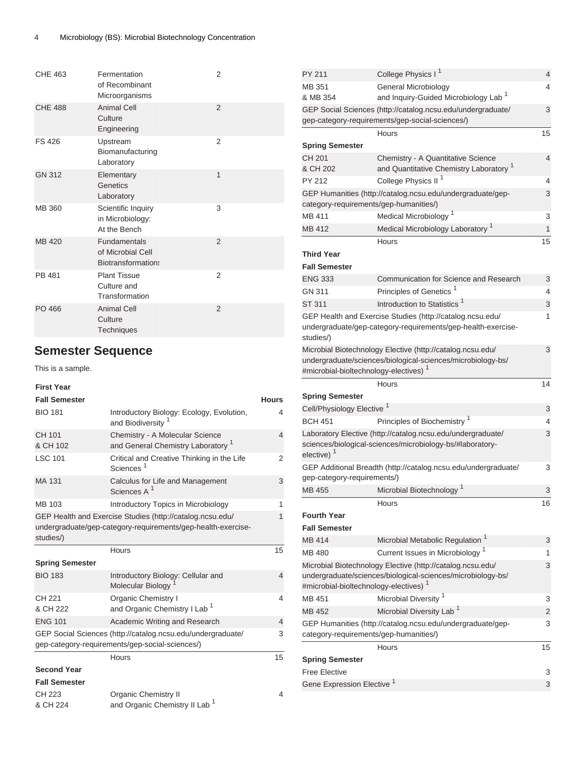| | | |
|---|---|---|
| CHE 463 | Fermentation of Recombinant Microorganisms | 2 |
| CHE 488 | Animal Cell Culture Engineering | 2 |
| FS 426 | Upstream Biomanufacturing Laboratory | 2 |
| GN 312 | Elementary Genetics Laboratory | 1 |
| MB 360 | Scientific Inquiry in Microbiology: At the Bench | 3 |
| MB 420 | Fundamentals of Microbial Cell Biotransformations | 2 |
| PB 481 | Plant Tissue Culture and Transformation | 2 |
| PO 466 | Animal Cell Culture Techniques | 2 |

## Semester Sequence

This is a sample.

| First Year | | |
|---|---|---|
| **Fall Semester** | | **Hours** |
| BIO 181 | Introductory Biology: Ecology, Evolution, and Biodiversity [1] | 4 |
| CH 101 & CH 102 | Chemistry - A Molecular Science and General Chemistry Laboratory [1] | 4 |
| LSC 101 | Critical and Creative Thinking in the Life Sciences [1] | 2 |
| MA 131 | Calculus for Life and Management Sciences A [1] | 3 |
| MB 103 | Introductory Topics in Microbiology | 1 |
| GEP Health and Exercise Studies (http://catalog.ncsu.edu/undergraduate/gep-category-requirements/gep-health-exercise-studies/) | | 1 |
| | Hours | 15 |
| **Spring Semester** | | |
| BIO 183 | Introductory Biology: Cellular and Molecular Biology [1] | 4 |
| CH 221 & CH 222 | Organic Chemistry I and Organic Chemistry I Lab [1] | 4 |
| ENG 101 | Academic Writing and Research | 4 |
| GEP Social Sciences (http://catalog.ncsu.edu/undergraduate/gep-category-requirements/gep-social-sciences/) | | 3 |
| | Hours | 15 |
| **Second Year** | | |
| **Fall Semester** | | |
| CH 223 & CH 224 | Organic Chemistry II and Organic Chemistry II Lab [1] | 4 |
| PY 211 | College Physics I [1] | 4 |
| MB 351 & MB 354 | General Microbiology and Inquiry-Guided Microbiology Lab [1] | 4 |
| GEP Social Sciences (http://catalog.ncsu.edu/undergraduate/gep-category-requirements/gep-social-sciences/) | | 3 |
| | Hours | 15 |
| **Spring Semester** | | |
| CH 201 & CH 202 | Chemistry - A Quantitative Science and Quantitative Chemistry Laboratory [1] | 4 |
| PY 212 | College Physics II [1] | 4 |
| GEP Humanities (http://catalog.ncsu.edu/undergraduate/gep-category-requirements/gep-humanities/) | | 3 |
| MB 411 | Medical Microbiology [1] | 3 |
| MB 412 | Medical Microbiology Laboratory [1] | 1 |
| | Hours | 15 |
| **Third Year** | | |
| **Fall Semester** | | |
| ENG 333 | Communication for Science and Research | 3 |
| GN 311 | Principles of Genetics [1] | 4 |
| ST 311 | Introduction to Statistics [1] | 3 |
| GEP Health and Exercise Studies (http://catalog.ncsu.edu/undergraduate/gep-category-requirements/gep-health-exercise-studies/) | | 1 |
| Microbial Biotechnology Elective (http://catalog.ncsu.edu/undergraduate/sciences/biological-sciences/microbiology-bs/#microbial-bioltechnology-electives) [1] | | 3 |
| | Hours | 14 |
| **Spring Semester** | | |
| Cell/Physiology Elective [1] | | 3 |
| BCH 451 | Principles of Biochemistry [1] | 4 |
| Laboratory Elective (http://catalog.ncsu.edu/undergraduate/sciences/biological-sciences/microbiology-bs/#laboratory-elective) [1] | | 3 |
| GEP Additional Breadth (http://catalog.ncsu.edu/undergraduate/gep-category-requirements/) | | 3 |
| MB 455 | Microbial Biotechnology [1] | 3 |
| | Hours | 16 |
| **Fourth Year** | | |
| **Fall Semester** | | |
| MB 414 | Microbial Metabolic Regulation [1] | 3 |
| MB 480 | Current Issues in Microbiology [1] | 1 |
| Microbial Biotechnology Elective (http://catalog.ncsu.edu/undergraduate/sciences/biological-sciences/microbiology-bs/#microbial-bioltechnology-electives) [1] | | 3 |
| MB 451 | Microbial Diversity [1] | 3 |
| MB 452 | Microbial Diversity Lab [1] | 2 |
| GEP Humanities (http://catalog.ncsu.edu/undergraduate/gep-category-requirements/gep-humanities/) | | 3 |
| | Hours | 15 |
| **Spring Semester** | | |
| Free Elective | | 3 |
| Gene Expression Elective [1] | | 3 |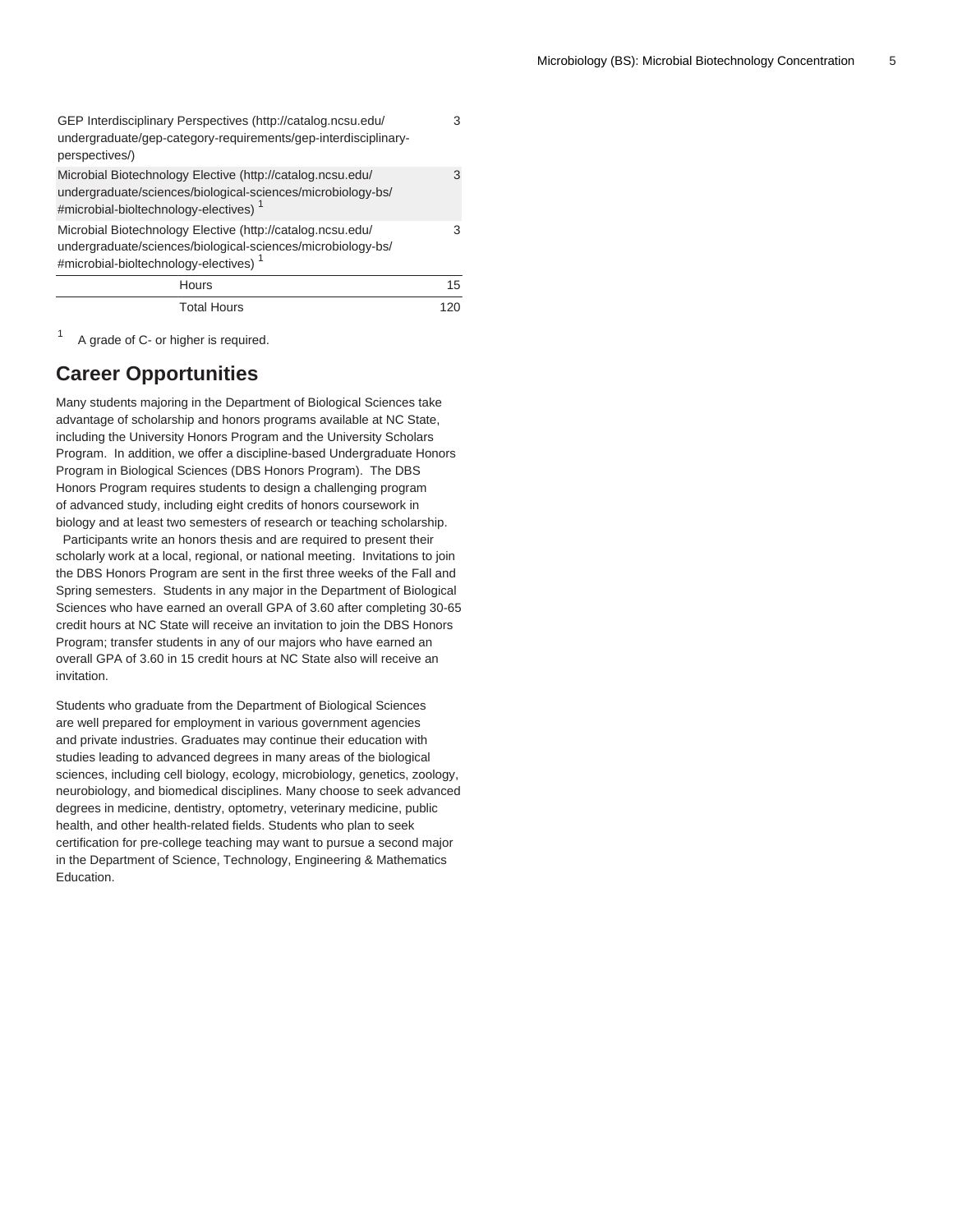| | |
|---|---|
| GEP Interdisciplinary Perspectives (http://catalog.ncsu.edu/undergraduate/gep-category-requirements/gep-interdisciplinary-perspectives/) | 3 |
| Microbial Biotechnology Elective (http://catalog.ncsu.edu/undergraduate/sciences/biological-sciences/microbiology-bs/#microbial-bioltechnology-electives) [1] | 3 |
| Microbial Biotechnology Elective (http://catalog.ncsu.edu/undergraduate/sciences/biological-sciences/microbiology-bs/#microbial-bioltechnology-electives) [1] | 3 |
| Hours | 15 |
| Total Hours | 120 |

[1] A grade of C- or higher is required.

## Career Opportunities

Many students majoring in the Department of Biological Sciences take advantage of scholarship and honors programs available at NC State, including the University Honors Program and the University Scholars Program. In addition, we offer a discipline-based Undergraduate Honors Program in Biological Sciences (DBS Honors Program). The DBS Honors Program requires students to design a challenging program of advanced study, including eight credits of honors coursework in biology and at least two semesters of research or teaching scholarship. Participants write an honors thesis and are required to present their scholarly work at a local, regional, or national meeting. Invitations to join the DBS Honors Program are sent in the first three weeks of the Fall and Spring semesters. Students in any major in the Department of Biological Sciences who have earned an overall GPA of 3.60 after completing 30-65 credit hours at NC State will receive an invitation to join the DBS Honors Program; transfer students in any of our majors who have earned an overall GPA of 3.60 in 15 credit hours at NC State also will receive an invitation.

Students who graduate from the Department of Biological Sciences are well prepared for employment in various government agencies and private industries. Graduates may continue their education with studies leading to advanced degrees in many areas of the biological sciences, including cell biology, ecology, microbiology, genetics, zoology, neurobiology, and biomedical disciplines. Many choose to seek advanced degrees in medicine, dentistry, optometry, veterinary medicine, public health, and other health-related fields. Students who plan to seek certification for pre-college teaching may want to pursue a second major in the Department of Science, Technology, Engineering & Mathematics Education.